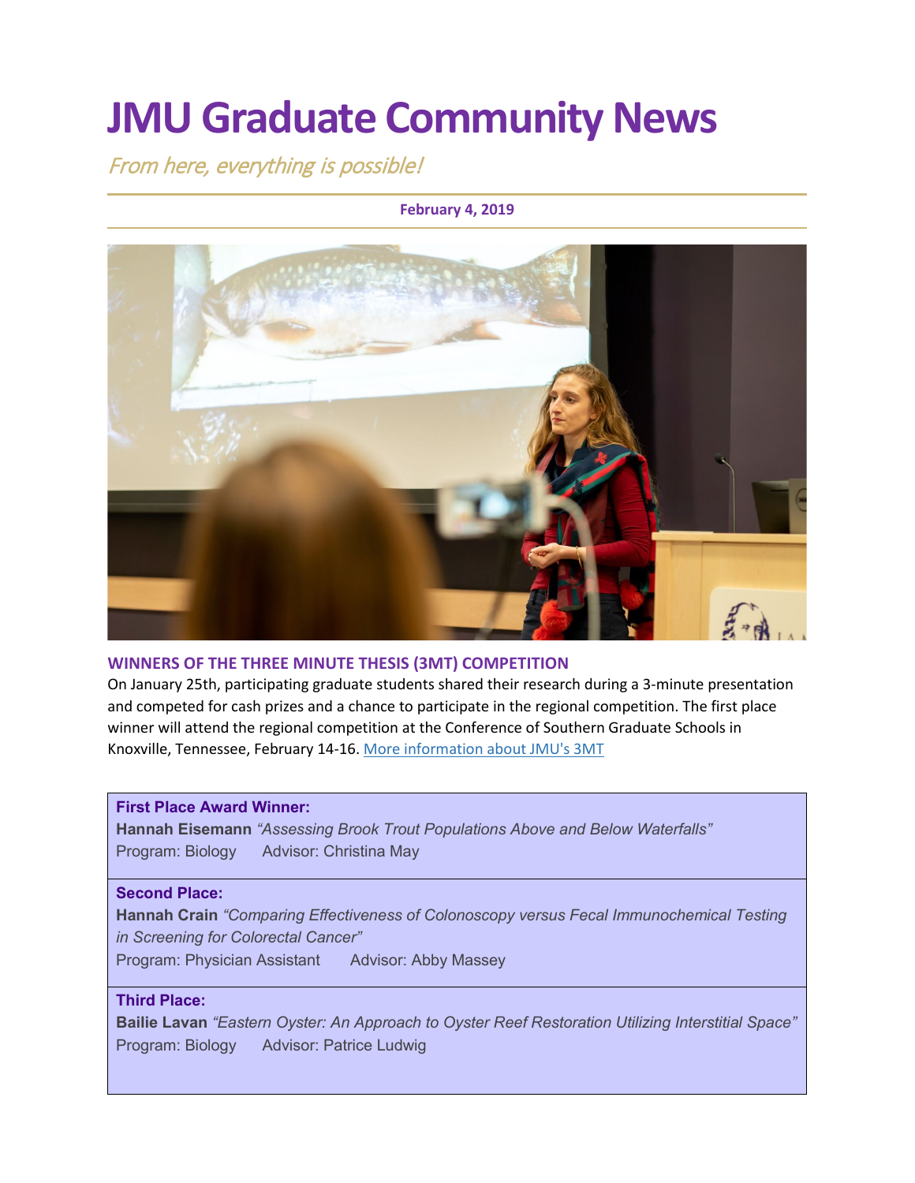# JMU Graduate Community News

*From here, everything is possible!*

**February 4, 2019**

## WINNERS OF THE THREE MINUTE THESIS (3MT) COMPETITION

On January 25th, participating graduate students shared their research during a 3-minute presentation and competed for cash prizes and a chance to participate in the regional competition. The first place winner will attend the regional competition at the Conference of Southern Graduate Schools in Knoxville, Tennessee, February 14-16. More information about JMU's 3MT

**First Place Award Winner:**
**Hannah Eisemann** *"Assessing Brook Trout Populations Above and Below Waterfalls"*
Program: Biology  Advisor: Christina May

**Second Place:**
**Hannah Crain** *"Comparing Effectiveness of Colonoscopy versus Fecal Immunochemical Testing in Screening for Colorectal Cancer"*
Program: Physician Assistant  Advisor: Abby Massey

**Third Place:**
**Bailie Lavan** *"Eastern Oyster: An Approach to Oyster Reef Restoration Utilizing Interstitial Space"*
Program: Biology  Advisor: Patrice Ludwig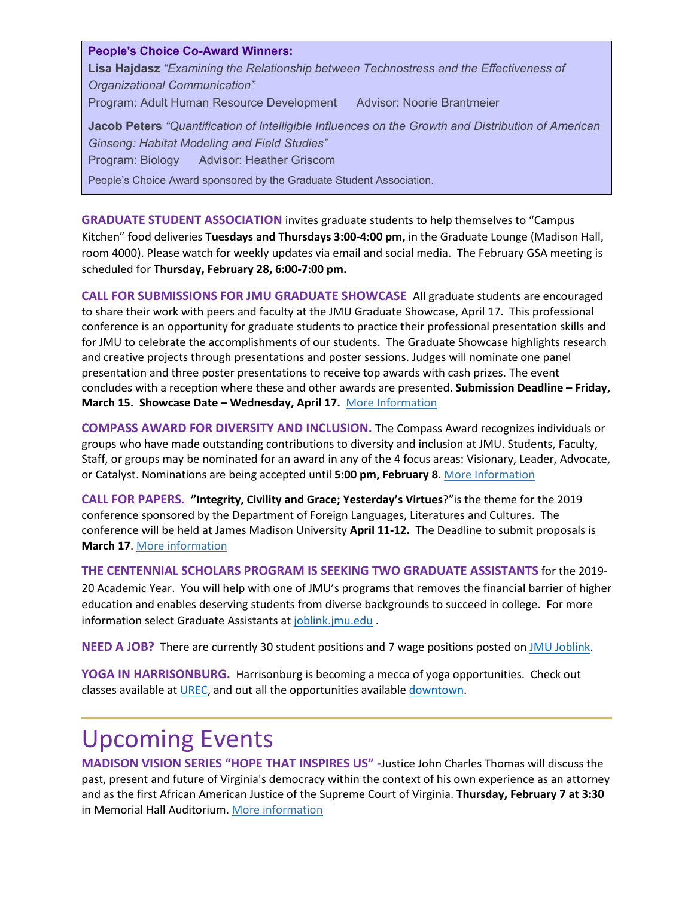**People's Choice Co-Award Winners:**

**Lisa Hajdasz** *"Examining the Relationship between Technostress and the Effectiveness of Organizational Communication"*
Program: Adult Human Resource Development Advisor: Noorie Brantmeier

**Jacob Peters** *"Quantification of Intelligible Influences on the Growth and Distribution of American Ginseng: Habitat Modeling and Field Studies"*
Program: Biology Advisor: Heather Griscom

People's Choice Award sponsored by the Graduate Student Association.

**GRADUATE STUDENT ASSOCIATION** invites graduate students to help themselves to "Campus Kitchen" food deliveries **Tuesdays and Thursdays 3:00-4:00 pm,** in the Graduate Lounge (Madison Hall, room 4000). Please watch for weekly updates via email and social media. The February GSA meeting is scheduled for **Thursday, February 28, 6:00-7:00 pm.**

**CALL FOR SUBMISSIONS FOR JMU GRADUATE SHOWCASE** All graduate students are encouraged to share their work with peers and faculty at the JMU Graduate Showcase, April 17. This professional conference is an opportunity for graduate students to practice their professional presentation skills and for JMU to celebrate the accomplishments of our students. The Graduate Showcase highlights research and creative projects through presentations and poster sessions. Judges will nominate one panel presentation and three poster presentations to receive top awards with cash prizes. The event concludes with a reception where these and other awards are presented. **Submission Deadline – Friday, March 15. Showcase Date – Wednesday, April 17.** More Information

**COMPASS AWARD FOR DIVERSITY AND INCLUSION.** The Compass Award recognizes individuals or groups who have made outstanding contributions to diversity and inclusion at JMU. Students, Faculty, Staff, or groups may be nominated for an award in any of the 4 focus areas: Visionary, Leader, Advocate, or Catalyst. Nominations are being accepted until **5:00 pm, February 8**. More Information

**CALL FOR PAPERS.** **"Integrity, Civility and Grace; Yesterday's Virtues**?"is the theme for the 2019 conference sponsored by the Department of Foreign Languages, Literatures and Cultures. The conference will be held at James Madison University **April 11-12.** The Deadline to submit proposals is **March 17**. More information

**THE CENTENNIAL SCHOLARS PROGRAM IS SEEKING TWO GRADUATE ASSISTANTS** for the 2019-20 Academic Year. You will help with one of JMU's programs that removes the financial barrier of higher education and enables deserving students from diverse backgrounds to succeed in college. For more information select Graduate Assistants at joblink.jmu.edu .

**NEED A JOB?** There are currently 30 student positions and 7 wage positions posted on JMU Joblink.

**YOGA IN HARRISONBURG.** Harrisonburg is becoming a mecca of yoga opportunities. Check out classes available at UREC, and out all the opportunities available downtown.

# Upcoming Events

**MADISON VISION SERIES "HOPE THAT INSPIRES US" -**Justice John Charles Thomas will discuss the past, present and future of Virginia's democracy within the context of his own experience as an attorney and as the first African American Justice of the Supreme Court of Virginia. **Thursday, February 7 at 3:30** in Memorial Hall Auditorium. More information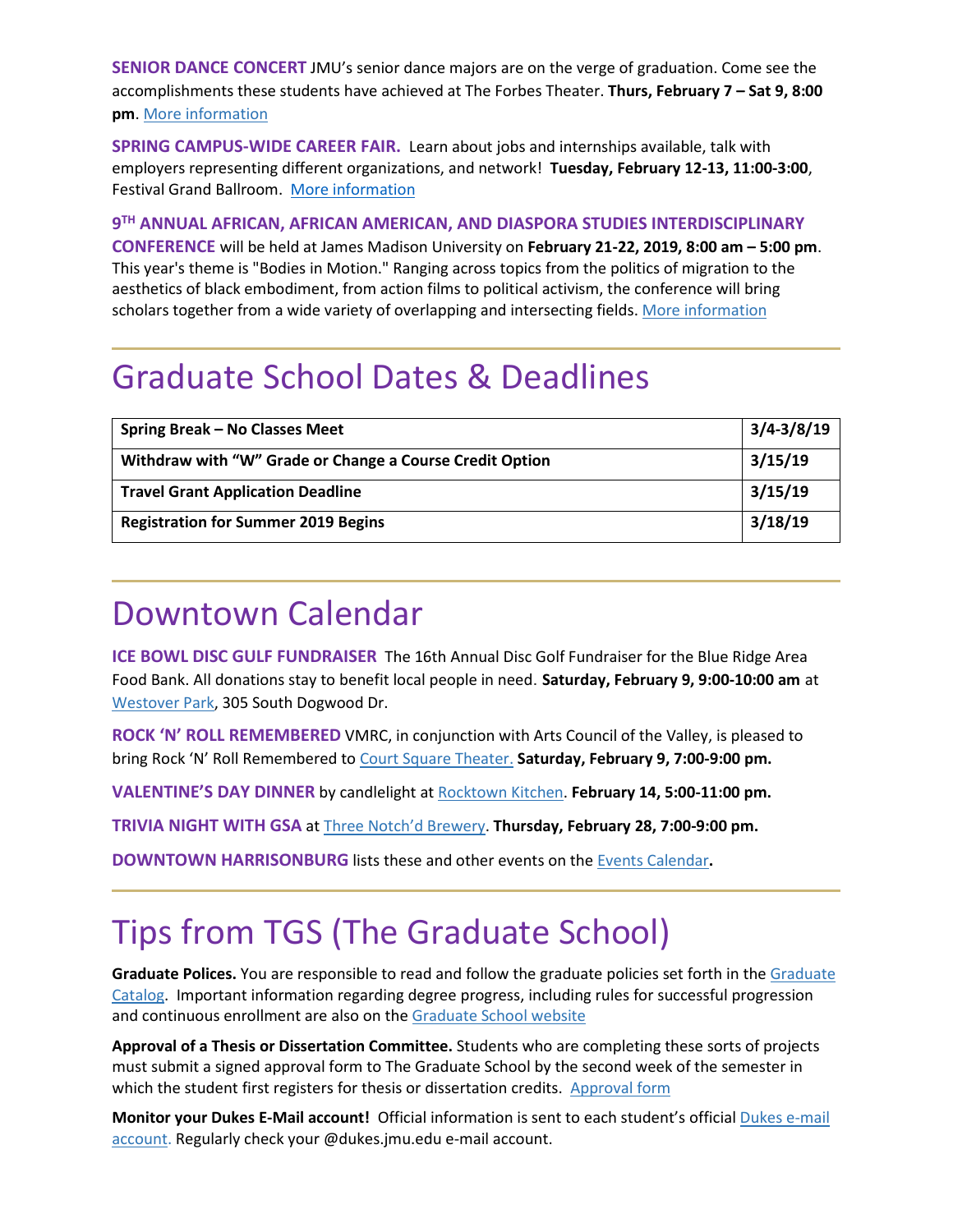**SENIOR DANCE CONCERT** JMU's senior dance majors are on the verge of graduation. Come see the accomplishments these students have achieved at The Forbes Theater. **Thurs, February 7 – Sat 9, 8:00 pm**. [More information]

**SPRING CAMPUS-WIDE CAREER FAIR.** Learn about jobs and internships available, talk with employers representing different organizations, and network! **Tuesday, February 12-13, 11:00-3:00**, Festival Grand Ballroom. [More information]

**9TH ANNUAL AFRICAN, AFRICAN AMERICAN, AND DIASPORA STUDIES INTERDISCIPLINARY CONFERENCE** will be held at James Madison University on **February 21-22, 2019, 8:00 am – 5:00 pm**. This year's theme is "Bodies in Motion." Ranging across topics from the politics of migration to the aesthetics of black embodiment, from action films to political activism, the conference will bring scholars together from a wide variety of overlapping and intersecting fields. [More information]

# Graduate School Dates & Deadlines

| Event | Date |
|---|---|
| **Spring Break – No Classes Meet** | **3/4-3/8/19** |
| **Withdraw with "W" Grade or Change a Course Credit Option** | **3/15/19** |
| **Travel Grant Application Deadline** | **3/15/19** |
| **Registration for Summer 2019 Begins** | **3/18/19** |

# Downtown Calendar

**ICE BOWL DISC GULF FUNDRAISER** The 16th Annual Disc Golf Fundraiser for the Blue Ridge Area Food Bank. All donations stay to benefit local people in need. **Saturday, February 9, 9:00-10:00 am** at Westover Park, 305 South Dogwood Dr.

**ROCK 'N' ROLL REMEMBERED** VMRC, in conjunction with Arts Council of the Valley, is pleased to bring Rock 'N' Roll Remembered to Court Square Theater. **Saturday, February 9, 7:00-9:00 pm.**

**VALENTINE'S DAY DINNER** by candlelight at Rocktown Kitchen. **February 14, 5:00-11:00 pm.**

**TRIVIA NIGHT WITH GSA** at Three Notch'd Brewery. **Thursday, February 28, 7:00-9:00 pm.**

**DOWNTOWN HARRISONBURG** lists these and other events on the Events Calendar**.**

# Tips from TGS (The Graduate School)

**Graduate Polices.** You are responsible to read and follow the graduate policies set forth in the Graduate Catalog. Important information regarding degree progress, including rules for successful progression and continuous enrollment are also on the Graduate School website

**Approval of a Thesis or Dissertation Committee.** Students who are completing these sorts of projects must submit a signed approval form to The Graduate School by the second week of the semester in which the student first registers for thesis or dissertation credits. Approval form

**Monitor your Dukes E-Mail account!** Official information is sent to each student's official Dukes e-mail account. Regularly check your @dukes.jmu.edu e-mail account.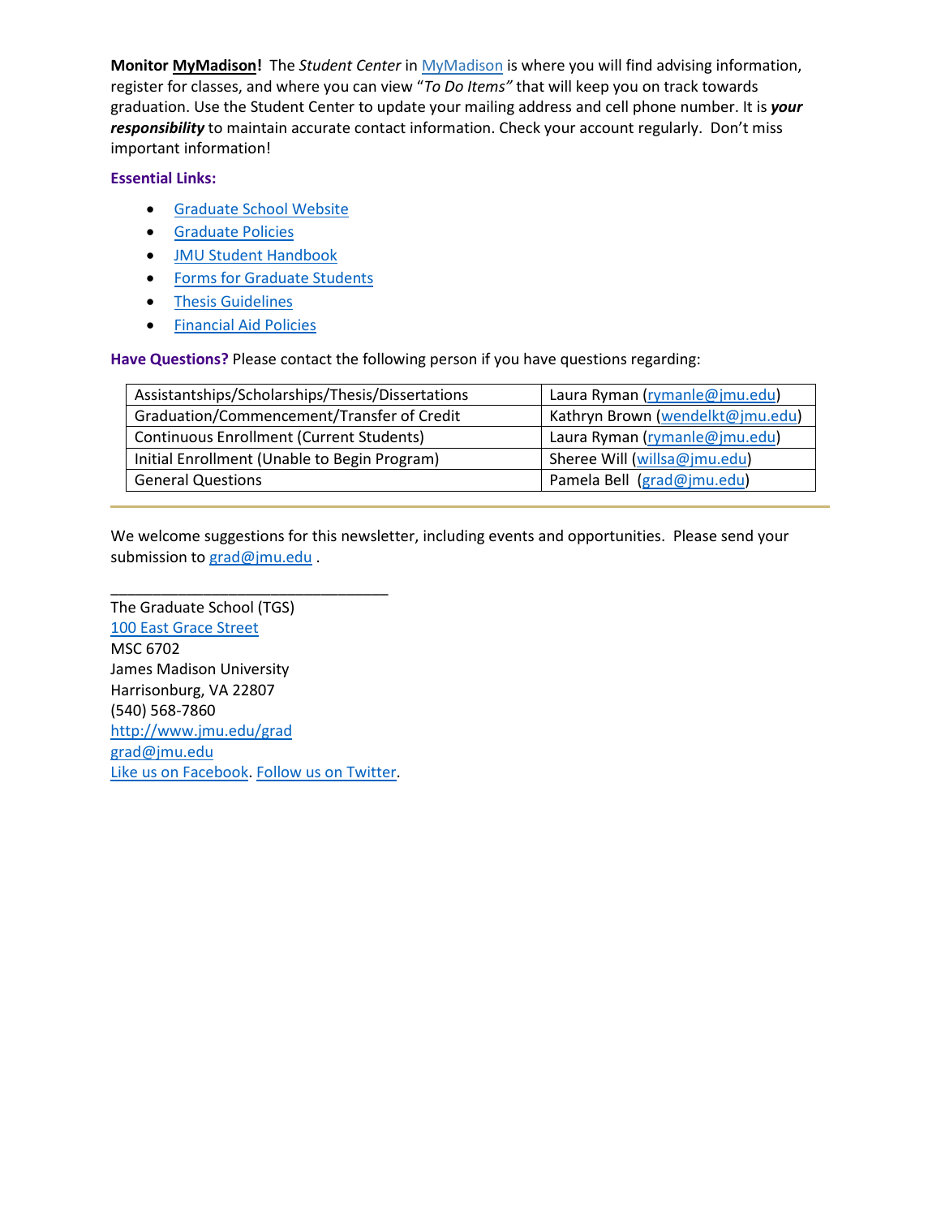**Monitor <u>MyMadison</u>!** The *Student Center* in MyMadison is where you will find advising information, register for classes, and where you can view "*To Do Items"* that will keep you on track towards graduation. Use the Student Center to update your mailing address and cell phone number. It is ***your responsibility*** to maintain accurate contact information. Check your account regularly. Don't miss important information!

**Essential Links:**

- Graduate School Website
- Graduate Policies
- JMU Student Handbook
- Forms for Graduate Students
- Thesis Guidelines
- Financial Aid Policies

**Have Questions?** Please contact the following person if you have questions regarding:

| | |
|---|---|
| Assistantships/Scholarships/Thesis/Dissertations | Laura Ryman (rymanle@jmu.edu) |
| Graduation/Commencement/Transfer of Credit | Kathryn Brown (wendelkt@jmu.edu) |
| Continuous Enrollment (Current Students) | Laura Ryman (rymanle@jmu.edu) |
| Initial Enrollment (Unable to Begin Program) | Sheree Will (willsa@jmu.edu) |
| General Questions | Pamela Bell (grad@jmu.edu) |

---

We welcome suggestions for this newsletter, including events and opportunities. Please send your submission to grad@jmu.edu .

_________________________________

The Graduate School (TGS)
100 East Grace Street
MSC 6702
James Madison University
Harrisonburg, VA 22807
(540) 568-7860
http://www.jmu.edu/grad
grad@jmu.edu
Like us on Facebook. Follow us on Twitter.